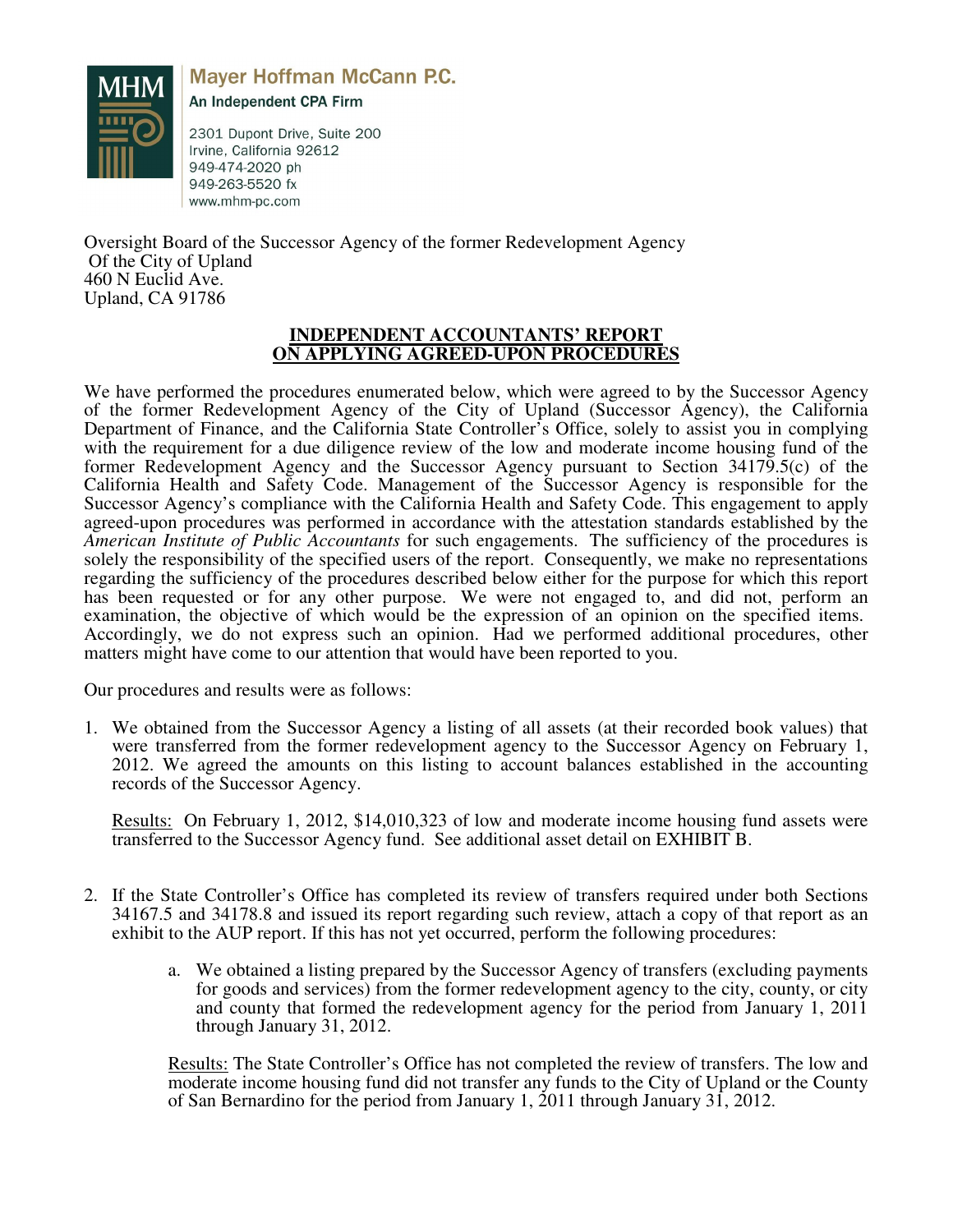Mayer Hoffman McCann P.C.
An Independent CPA Firm

2301 Dupont Drive, Suite 200
Irvine, California 92612
949-474-2020 ph
949-263-5520 fx
www.mhm-pc.com

Oversight Board of the Successor Agency of the former Redevelopment Agency
Of the City of Upland
460 N Euclid Ave.
Upland, CA 91786

## INDEPENDENT ACCOUNTANTS' REPORT ON APPLYING AGREED-UPON PROCEDURES

We have performed the procedures enumerated below, which were agreed to by the Successor Agency of the former Redevelopment Agency of the City of Upland (Successor Agency), the California Department of Finance, and the California State Controller's Office, solely to assist you in complying with the requirement for a due diligence review of the low and moderate income housing fund of the former Redevelopment Agency and the Successor Agency pursuant to Section 34179.5(c) of the California Health and Safety Code. Management of the Successor Agency is responsible for the Successor Agency's compliance with the California Health and Safety Code. This engagement to apply agreed-upon procedures was performed in accordance with the attestation standards established by the *American Institute of Public Accountants* for such engagements. The sufficiency of the procedures is solely the responsibility of the specified users of the report. Consequently, we make no representations regarding the sufficiency of the procedures described below either for the purpose for which this report has been requested or for any other purpose. We were not engaged to, and did not, perform an examination, the objective of which would be the expression of an opinion on the specified items. Accordingly, we do not express such an opinion. Had we performed additional procedures, other matters might have come to our attention that would have been reported to you.

Our procedures and results were as follows:

1. We obtained from the Successor Agency a listing of all assets (at their recorded book values) that were transferred from the former redevelopment agency to the Successor Agency on February 1, 2012. We agreed the amounts on this listing to account balances established in the accounting records of the Successor Agency.

   Results: On February 1, 2012, $14,010,323 of low and moderate income housing fund assets were transferred to the Successor Agency fund. See additional asset detail on EXHIBIT B.

2. If the State Controller's Office has completed its review of transfers required under both Sections 34167.5 and 34178.8 and issued its report regarding such review, attach a copy of that report as an exhibit to the AUP report. If this has not yet occurred, perform the following procedures:

   a. We obtained a listing prepared by the Successor Agency of transfers (excluding payments for goods and services) from the former redevelopment agency to the city, county, or city and county that formed the redevelopment agency for the period from January 1, 2011 through January 31, 2012.

   Results: The State Controller's Office has not completed the review of transfers. The low and moderate income housing fund did not transfer any funds to the City of Upland or the County of San Bernardino for the period from January 1, 2011 through January 31, 2012.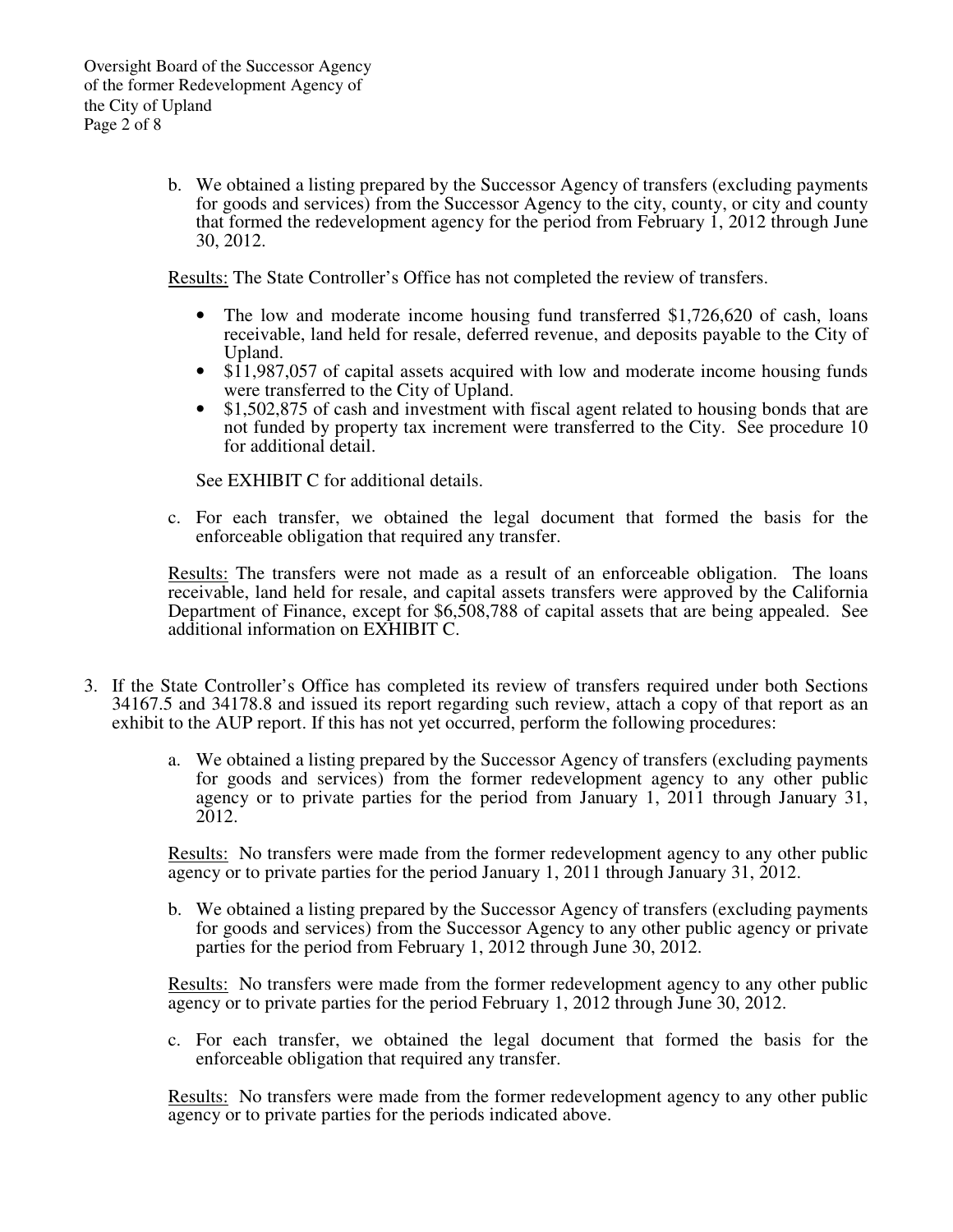b. We obtained a listing prepared by the Successor Agency of transfers (excluding payments for goods and services) from the Successor Agency to the city, county, or city and county that formed the redevelopment agency for the period from February 1, 2012 through June 30, 2012.

Results: The State Controller's Office has not completed the review of transfers.

- The low and moderate income housing fund transferred $1,726,620 of cash, loans receivable, land held for resale, deferred revenue, and deposits payable to the City of Upland.
- $11,987,057 of capital assets acquired with low and moderate income housing funds were transferred to the City of Upland.
- $1,502,875 of cash and investment with fiscal agent related to housing bonds that are not funded by property tax increment were transferred to the City. See procedure 10 for additional detail.

See EXHIBIT C for additional details.

c. For each transfer, we obtained the legal document that formed the basis for the enforceable obligation that required any transfer.

Results: The transfers were not made as a result of an enforceable obligation. The loans receivable, land held for resale, and capital assets transfers were approved by the California Department of Finance, except for $6,508,788 of capital assets that are being appealed. See additional information on EXHIBIT C.

3. If the State Controller's Office has completed its review of transfers required under both Sections 34167.5 and 34178.8 and issued its report regarding such review, attach a copy of that report as an exhibit to the AUP report. If this has not yet occurred, perform the following procedures:

a. We obtained a listing prepared by the Successor Agency of transfers (excluding payments for goods and services) from the former redevelopment agency to any other public agency or to private parties for the period from January 1, 2011 through January 31, 2012.

Results: No transfers were made from the former redevelopment agency to any other public agency or to private parties for the period January 1, 2011 through January 31, 2012.

b. We obtained a listing prepared by the Successor Agency of transfers (excluding payments for goods and services) from the Successor Agency to any other public agency or private parties for the period from February 1, 2012 through June 30, 2012.

Results: No transfers were made from the former redevelopment agency to any other public agency or to private parties for the period February 1, 2012 through June 30, 2012.

c. For each transfer, we obtained the legal document that formed the basis for the enforceable obligation that required any transfer.

Results: No transfers were made from the former redevelopment agency to any other public agency or to private parties for the periods indicated above.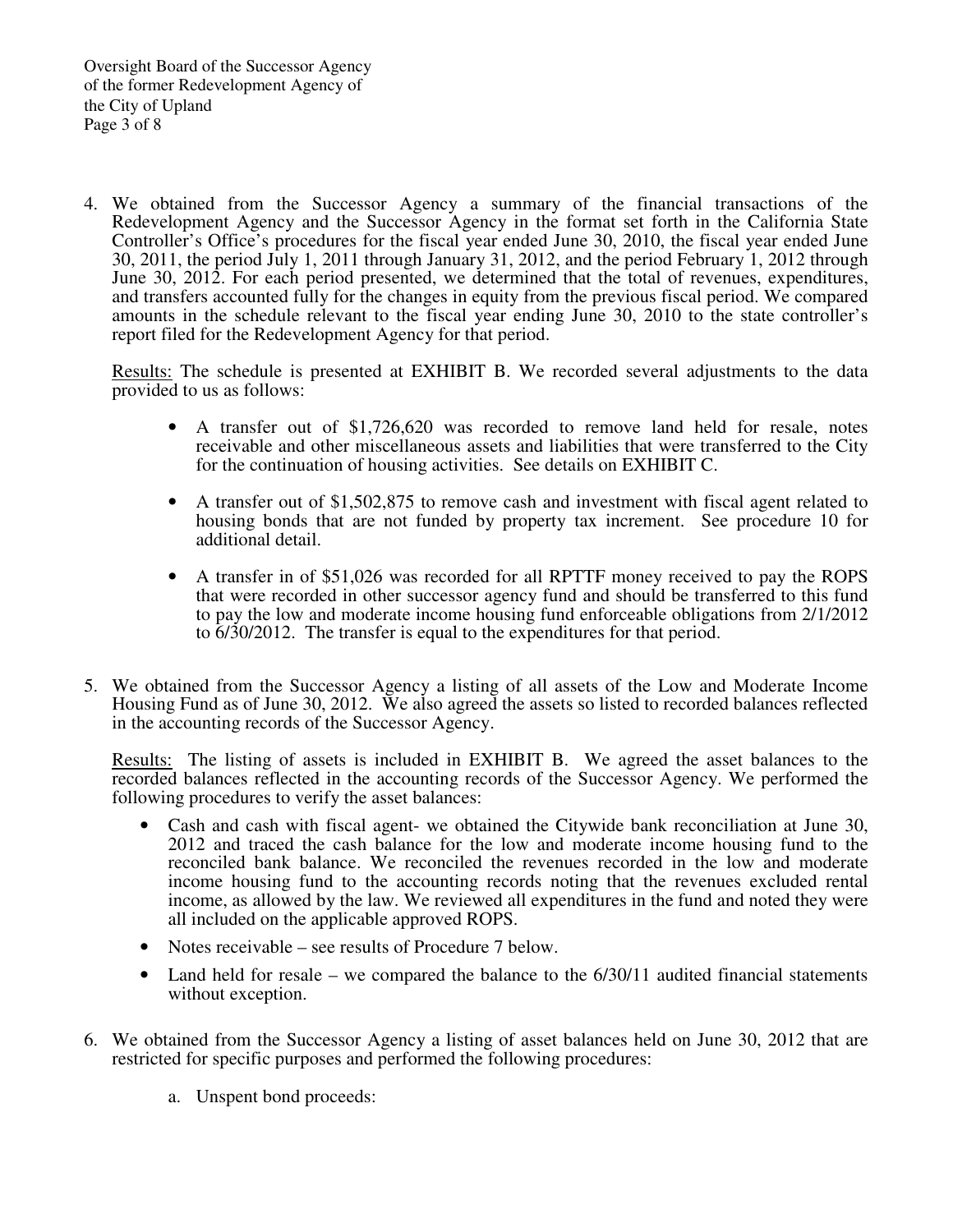4. We obtained from the Successor Agency a summary of the financial transactions of the Redevelopment Agency and the Successor Agency in the format set forth in the California State Controller's Office's procedures for the fiscal year ended June 30, 2010, the fiscal year ended June 30, 2011, the period July 1, 2011 through January 31, 2012, and the period February 1, 2012 through June 30, 2012. For each period presented, we determined that the total of revenues, expenditures, and transfers accounted fully for the changes in equity from the previous fiscal period. We compared amounts in the schedule relevant to the fiscal year ending June 30, 2010 to the state controller's report filed for the Redevelopment Agency for that period.

   Results: The schedule is presented at EXHIBIT B. We recorded several adjustments to the data provided to us as follows:

   - A transfer out of $1,726,620 was recorded to remove land held for resale, notes receivable and other miscellaneous assets and liabilities that were transferred to the City for the continuation of housing activities. See details on EXHIBIT C.
   - A transfer out of $1,502,875 to remove cash and investment with fiscal agent related to housing bonds that are not funded by property tax increment. See procedure 10 for additional detail.
   - A transfer in of $51,026 was recorded for all RPTTF money received to pay the ROPS that were recorded in other successor agency fund and should be transferred to this fund to pay the low and moderate income housing fund enforceable obligations from 2/1/2012 to 6/30/2012. The transfer is equal to the expenditures for that period.

5. We obtained from the Successor Agency a listing of all assets of the Low and Moderate Income Housing Fund as of June 30, 2012. We also agreed the assets so listed to recorded balances reflected in the accounting records of the Successor Agency.

   Results: The listing of assets is included in EXHIBIT B. We agreed the asset balances to the recorded balances reflected in the accounting records of the Successor Agency. We performed the following procedures to verify the asset balances:

   - Cash and cash with fiscal agent- we obtained the Citywide bank reconciliation at June 30, 2012 and traced the cash balance for the low and moderate income housing fund to the reconciled bank balance. We reconciled the revenues recorded in the low and moderate income housing fund to the accounting records noting that the revenues excluded rental income, as allowed by the law. We reviewed all expenditures in the fund and noted they were all included on the applicable approved ROPS.
   - Notes receivable – see results of Procedure 7 below.
   - Land held for resale – we compared the balance to the 6/30/11 audited financial statements without exception.

6. We obtained from the Successor Agency a listing of asset balances held on June 30, 2012 that are restricted for specific purposes and performed the following procedures:

   a. Unspent bond proceeds: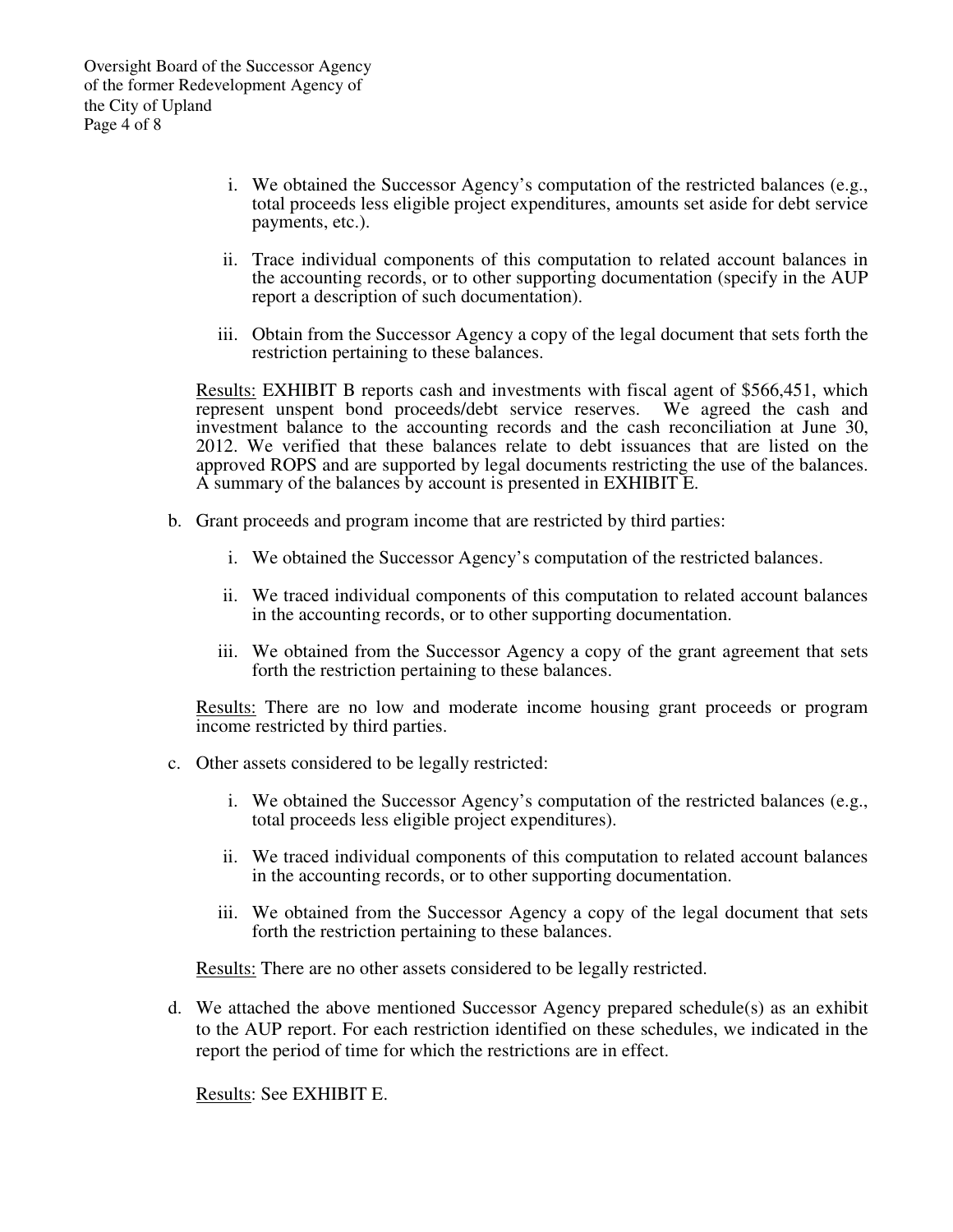i. We obtained the Successor Agency's computation of the restricted balances (e.g., total proceeds less eligible project expenditures, amounts set aside for debt service payments, etc.).

ii. Trace individual components of this computation to related account balances in the accounting records, or to other supporting documentation (specify in the AUP report a description of such documentation).

iii. Obtain from the Successor Agency a copy of the legal document that sets forth the restriction pertaining to these balances.

<u>Results:</u> EXHIBIT B reports cash and investments with fiscal agent of $566,451, which represent unspent bond proceeds/debt service reserves. We agreed the cash and investment balance to the accounting records and the cash reconciliation at June 30, 2012. We verified that these balances relate to debt issuances that are listed on the approved ROPS and are supported by legal documents restricting the use of the balances. A summary of the balances by account is presented in EXHIBIT E.

b. Grant proceeds and program income that are restricted by third parties:

i. We obtained the Successor Agency's computation of the restricted balances.

ii. We traced individual components of this computation to related account balances in the accounting records, or to other supporting documentation.

iii. We obtained from the Successor Agency a copy of the grant agreement that sets forth the restriction pertaining to these balances.

<u>Results:</u> There are no low and moderate income housing grant proceeds or program income restricted by third parties.

c. Other assets considered to be legally restricted:

i. We obtained the Successor Agency's computation of the restricted balances (e.g., total proceeds less eligible project expenditures).

ii. We traced individual components of this computation to related account balances in the accounting records, or to other supporting documentation.

iii. We obtained from the Successor Agency a copy of the legal document that sets forth the restriction pertaining to these balances.

<u>Results:</u> There are no other assets considered to be legally restricted.

d. We attached the above mentioned Successor Agency prepared schedule(s) as an exhibit to the AUP report. For each restriction identified on these schedules, we indicated in the report the period of time for which the restrictions are in effect.

<u>Results</u>: See EXHIBIT E.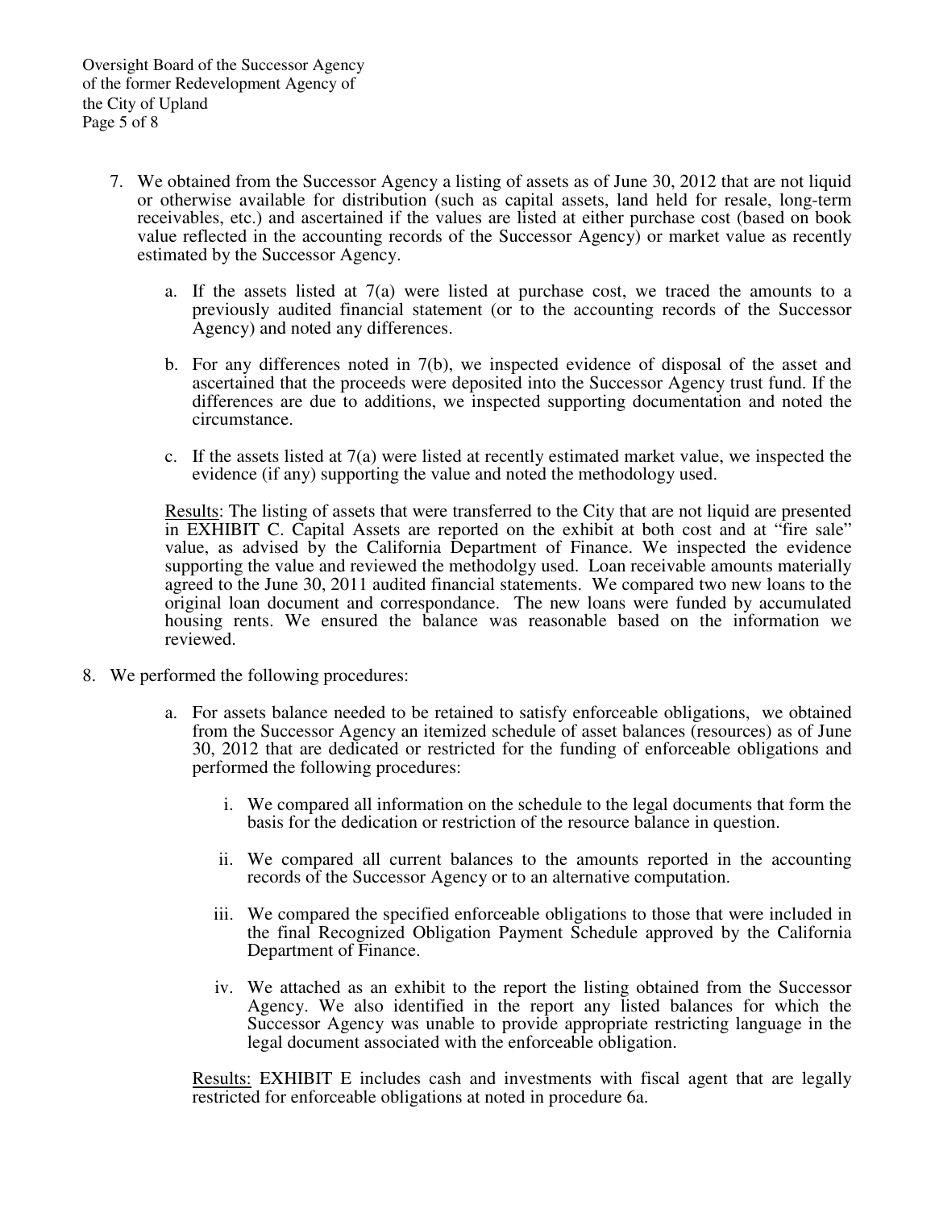7. We obtained from the Successor Agency a listing of assets as of June 30, 2012 that are not liquid or otherwise available for distribution (such as capital assets, land held for resale, long-term receivables, etc.) and ascertained if the values are listed at either purchase cost (based on book value reflected in the accounting records of the Successor Agency) or market value as recently estimated by the Successor Agency.

    a. If the assets listed at 7(a) were listed at purchase cost, we traced the amounts to a previously audited financial statement (or to the accounting records of the Successor Agency) and noted any differences.

    b. For any differences noted in 7(b), we inspected evidence of disposal of the asset and ascertained that the proceeds were deposited into the Successor Agency trust fund. If the differences are due to additions, we inspected supporting documentation and noted the circumstance.

    c. If the assets listed at 7(a) were listed at recently estimated market value, we inspected the evidence (if any) supporting the value and noted the methodology used.

    Results: The listing of assets that were transferred to the City that are not liquid are presented in EXHIBIT C. Capital Assets are reported on the exhibit at both cost and at "fire sale" value, as advised by the California Department of Finance. We inspected the evidence supporting the value and reviewed the methodolgy used. Loan receivable amounts materially agreed to the June 30, 2011 audited financial statements. We compared two new loans to the original loan document and correspondance. The new loans were funded by accumulated housing rents. We ensured the balance was reasonable based on the information we reviewed.

8. We performed the following procedures:

    a. For assets balance needed to be retained to satisfy enforceable obligations, we obtained from the Successor Agency an itemized schedule of asset balances (resources) as of June 30, 2012 that are dedicated or restricted for the funding of enforceable obligations and performed the following procedures:

        i. We compared all information on the schedule to the legal documents that form the basis for the dedication or restriction of the resource balance in question.

        ii. We compared all current balances to the amounts reported in the accounting records of the Successor Agency or to an alternative computation.

        iii. We compared the specified enforceable obligations to those that were included in the final Recognized Obligation Payment Schedule approved by the California Department of Finance.

        iv. We attached as an exhibit to the report the listing obtained from the Successor Agency. We also identified in the report any listed balances for which the Successor Agency was unable to provide appropriate restricting language in the legal document associated with the enforceable obligation.

    Results: EXHIBIT E includes cash and investments with fiscal agent that are legally restricted for enforceable obligations at noted in procedure 6a.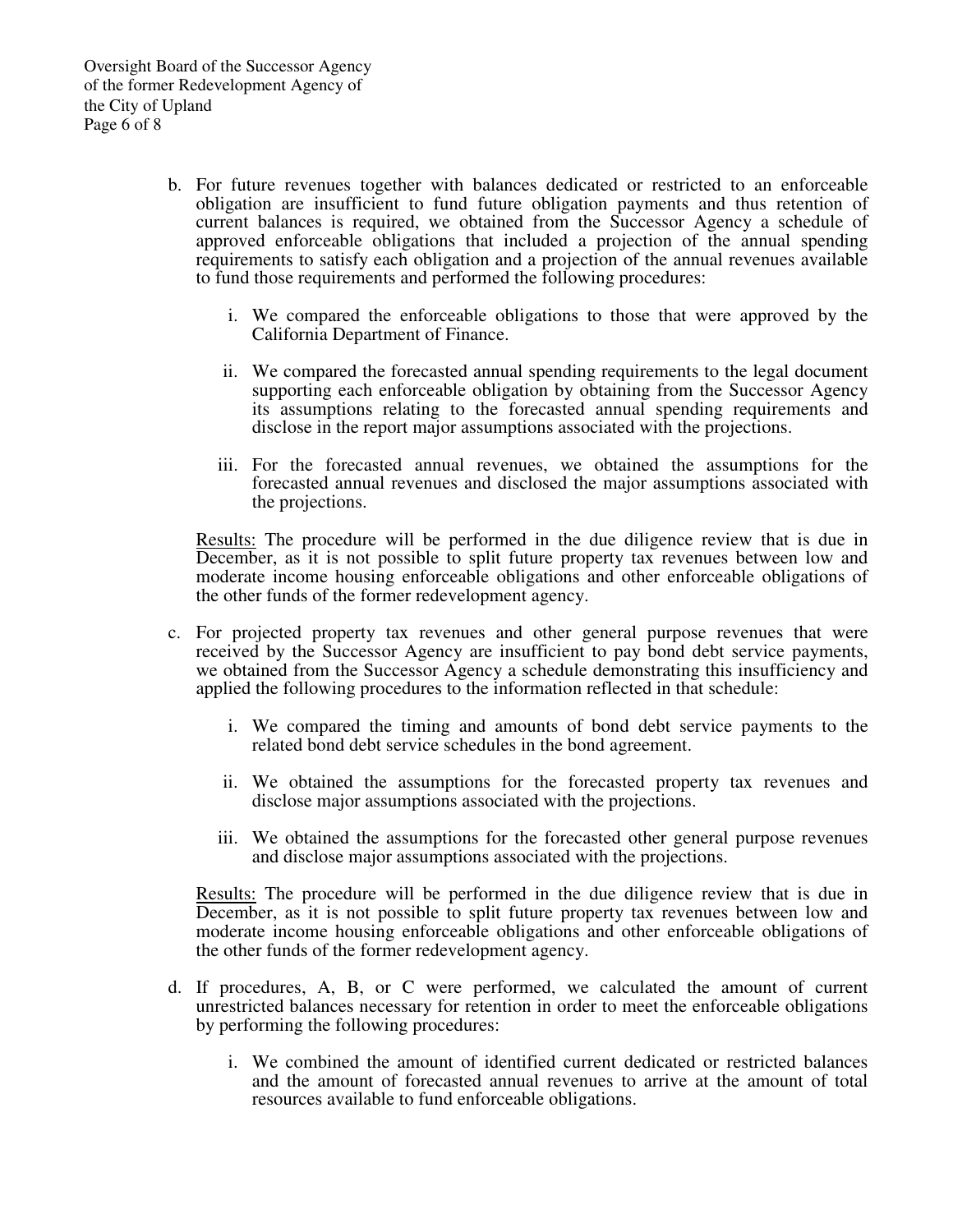b. For future revenues together with balances dedicated or restricted to an enforceable obligation are insufficient to fund future obligation payments and thus retention of current balances is required, we obtained from the Successor Agency a schedule of approved enforceable obligations that included a projection of the annual spending requirements to satisfy each obligation and a projection of the annual revenues available to fund those requirements and performed the following procedures:

   i. We compared the enforceable obligations to those that were approved by the California Department of Finance.

   ii. We compared the forecasted annual spending requirements to the legal document supporting each enforceable obligation by obtaining from the Successor Agency its assumptions relating to the forecasted annual spending requirements and disclose in the report major assumptions associated with the projections.

   iii. For the forecasted annual revenues, we obtained the assumptions for the forecasted annual revenues and disclosed the major assumptions associated with the projections.

   Results: The procedure will be performed in the due diligence review that is due in December, as it is not possible to split future property tax revenues between low and moderate income housing enforceable obligations and other enforceable obligations of the other funds of the former redevelopment agency.

c. For projected property tax revenues and other general purpose revenues that were received by the Successor Agency are insufficient to pay bond debt service payments, we obtained from the Successor Agency a schedule demonstrating this insufficiency and applied the following procedures to the information reflected in that schedule:

   i. We compared the timing and amounts of bond debt service payments to the related bond debt service schedules in the bond agreement.

   ii. We obtained the assumptions for the forecasted property tax revenues and disclose major assumptions associated with the projections.

   iii. We obtained the assumptions for the forecasted other general purpose revenues and disclose major assumptions associated with the projections.

   Results: The procedure will be performed in the due diligence review that is due in December, as it is not possible to split future property tax revenues between low and moderate income housing enforceable obligations and other enforceable obligations of the other funds of the former redevelopment agency.

d. If procedures, A, B, or C were performed, we calculated the amount of current unrestricted balances necessary for retention in order to meet the enforceable obligations by performing the following procedures:

   i. We combined the amount of identified current dedicated or restricted balances and the amount of forecasted annual revenues to arrive at the amount of total resources available to fund enforceable obligations.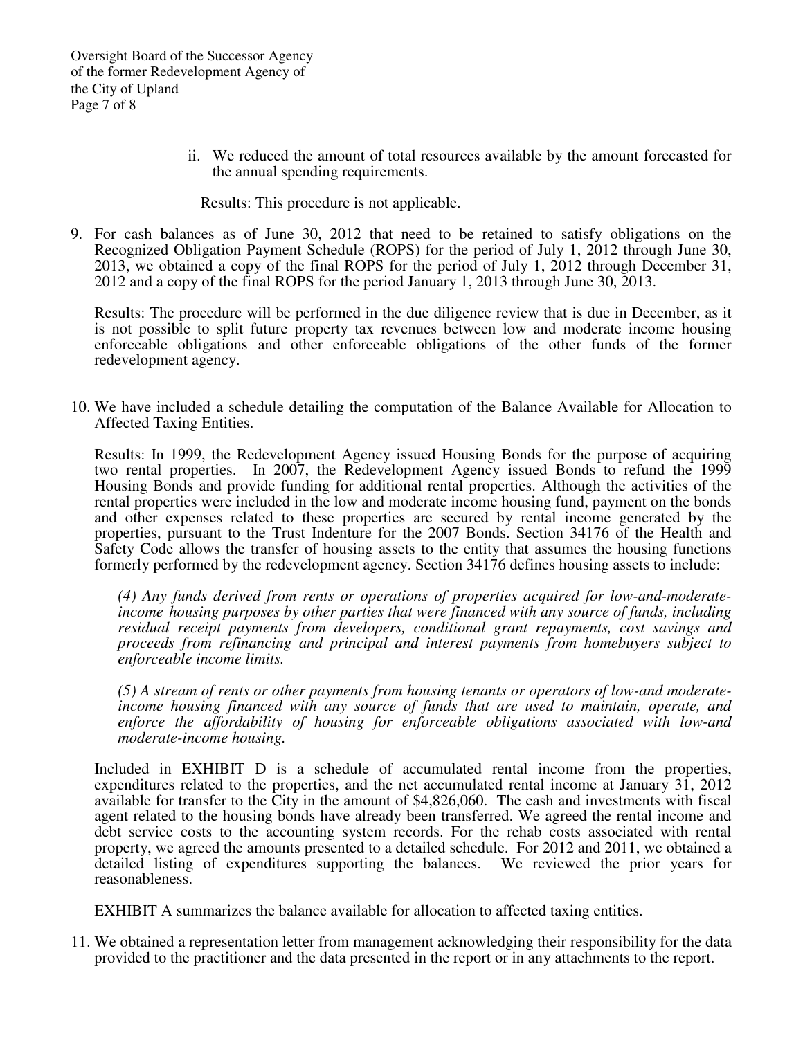ii. We reduced the amount of total resources available by the amount forecasted for the annual spending requirements.

<u>Results:</u> This procedure is not applicable.

9. For cash balances as of June 30, 2012 that need to be retained to satisfy obligations on the Recognized Obligation Payment Schedule (ROPS) for the period of July 1, 2012 through June 30, 2013, we obtained a copy of the final ROPS for the period of July 1, 2012 through December 31, 2012 and a copy of the final ROPS for the period January 1, 2013 through June 30, 2013.

   <u>Results:</u> The procedure will be performed in the due diligence review that is due in December, as it is not possible to split future property tax revenues between low and moderate income housing enforceable obligations and other enforceable obligations of the other funds of the former redevelopment agency.

10. We have included a schedule detailing the computation of the Balance Available for Allocation to Affected Taxing Entities.

    <u>Results:</u> In 1999, the Redevelopment Agency issued Housing Bonds for the purpose of acquiring two rental properties. In 2007, the Redevelopment Agency issued Bonds to refund the 1999 Housing Bonds and provide funding for additional rental properties. Although the activities of the rental properties were included in the low and moderate income housing fund, payment on the bonds and other expenses related to these properties are secured by rental income generated by the properties, pursuant to the Trust Indenture for the 2007 Bonds. Section 34176 of the Health and Safety Code allows the transfer of housing assets to the entity that assumes the housing functions formerly performed by the redevelopment agency. Section 34176 defines housing assets to include:

    *(4) Any funds derived from rents or operations of properties acquired for low-and-moderate-income housing purposes by other parties that were financed with any source of funds, including residual receipt payments from developers, conditional grant repayments, cost savings and proceeds from refinancing and principal and interest payments from homebuyers subject to enforceable income limits.*

    *(5) A stream of rents or other payments from housing tenants or operators of low-and moderate-income housing financed with any source of funds that are used to maintain, operate, and enforce the affordability of housing for enforceable obligations associated with low-and moderate-income housing.*

    Included in EXHIBIT D is a schedule of accumulated rental income from the properties, expenditures related to the properties, and the net accumulated rental income at January 31, 2012 available for transfer to the City in the amount of $4,826,060. The cash and investments with fiscal agent related to the housing bonds have already been transferred. We agreed the rental income and debt service costs to the accounting system records. For the rehab costs associated with rental property, we agreed the amounts presented to a detailed schedule. For 2012 and 2011, we obtained a detailed listing of expenditures supporting the balances. We reviewed the prior years for reasonableness.

    EXHIBIT A summarizes the balance available for allocation to affected taxing entities.

11. We obtained a representation letter from management acknowledging their responsibility for the data provided to the practitioner and the data presented in the report or in any attachments to the report.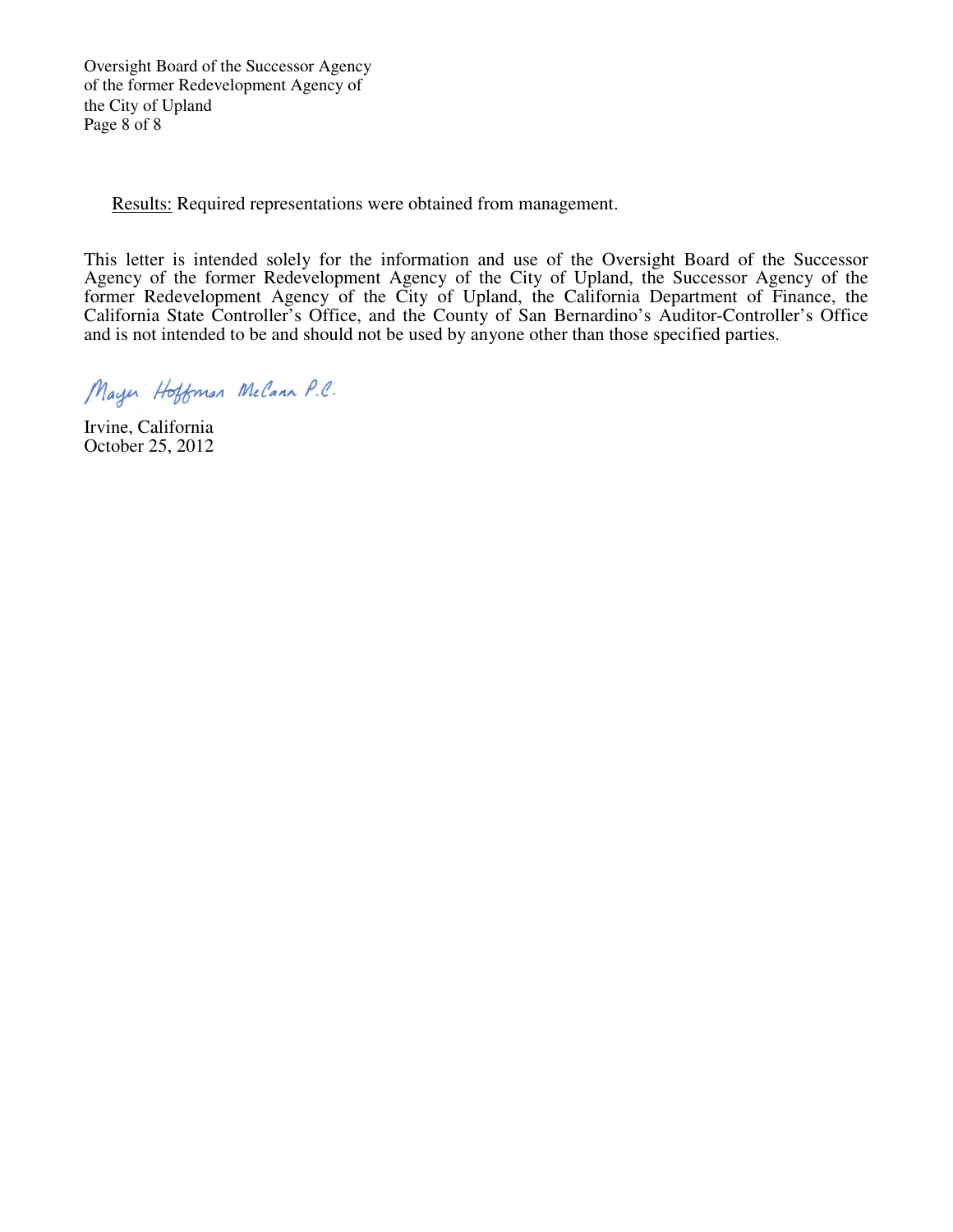Results: Required representations were obtained from management.

This letter is intended solely for the information and use of the Oversight Board of the Successor Agency of the former Redevelopment Agency of the City of Upland, the Successor Agency of the former Redevelopment Agency of the City of Upland, the California Department of Finance, the California State Controller's Office, and the County of San Bernardino's Auditor-Controller's Office and is not intended to be and should not be used by anyone other than those specified parties.

Mayer Hoffman McCann P.C.

Irvine, California
October 25, 2012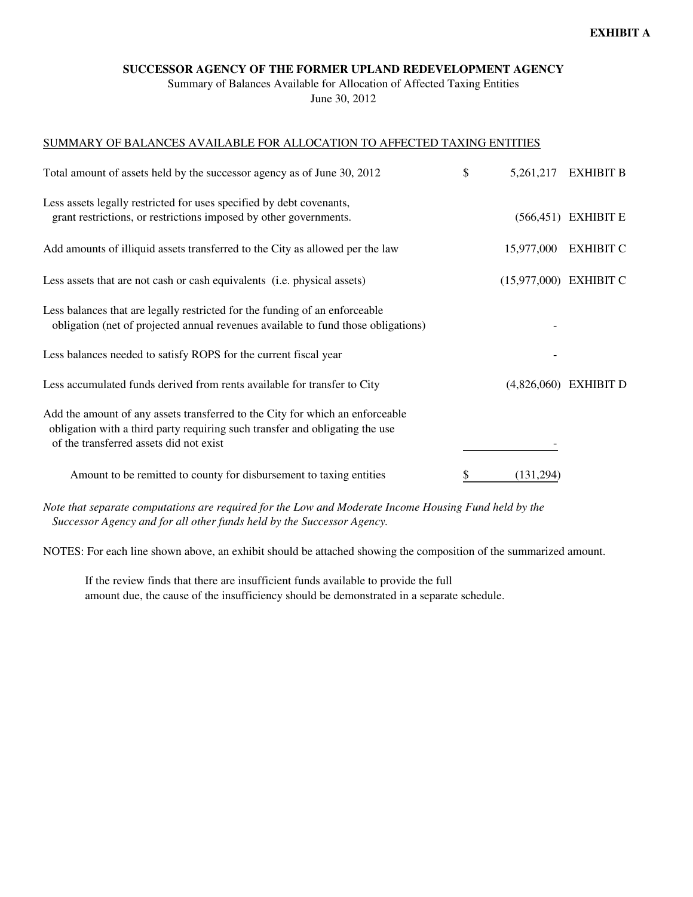**EXHIBIT A**

**SUCCESSOR AGENCY OF THE FORMER UPLAND REDEVELOPMENT AGENCY**

Summary of Balances Available for Allocation of Affected Taxing Entities

June 30, 2012

SUMMARY OF BALANCES AVAILABLE FOR ALLOCATION TO AFFECTED TAXING ENTITIES

| | | | |
|---|---|---|---|
| Total amount of assets held by the successor agency as of June 30, 2012 | $ | 5,261,217 | EXHIBIT B |
| Less assets legally restricted for uses specified by debt covenants, grant restrictions, or restrictions imposed by other governments. | | (566,451) | EXHIBIT E |
| Add amounts of illiquid assets transferred to the City as allowed per the law | | 15,977,000 | EXHIBIT C |
| Less assets that are not cash or cash equivalents (i.e. physical assets) | | (15,977,000) | EXHIBIT C |
| Less balances that are legally restricted for the funding of an enforceable obligation (net of projected annual revenues available to fund those obligations) | | - | |
| Less balances needed to satisfy ROPS for the current fiscal year | | - | |
| Less accumulated funds derived from rents available for transfer to City | | (4,826,060) | EXHIBIT D |
| Add the amount of any assets transferred to the City for which an enforceable obligation with a third party requiring such transfer and obligating the use of the transferred assets did not exist | | - | |
| Amount to be remitted to county for disbursement to taxing entities | $ | (131,294) | |

*Note that separate computations are required for the Low and Moderate Income Housing Fund held by the Successor Agency and for all other funds held by the Successor Agency.*

NOTES: For each line shown above, an exhibit should be attached showing the composition of the summarized amount.

If the review finds that there are insufficient funds available to provide the full amount due, the cause of the insufficiency should be demonstrated in a separate schedule.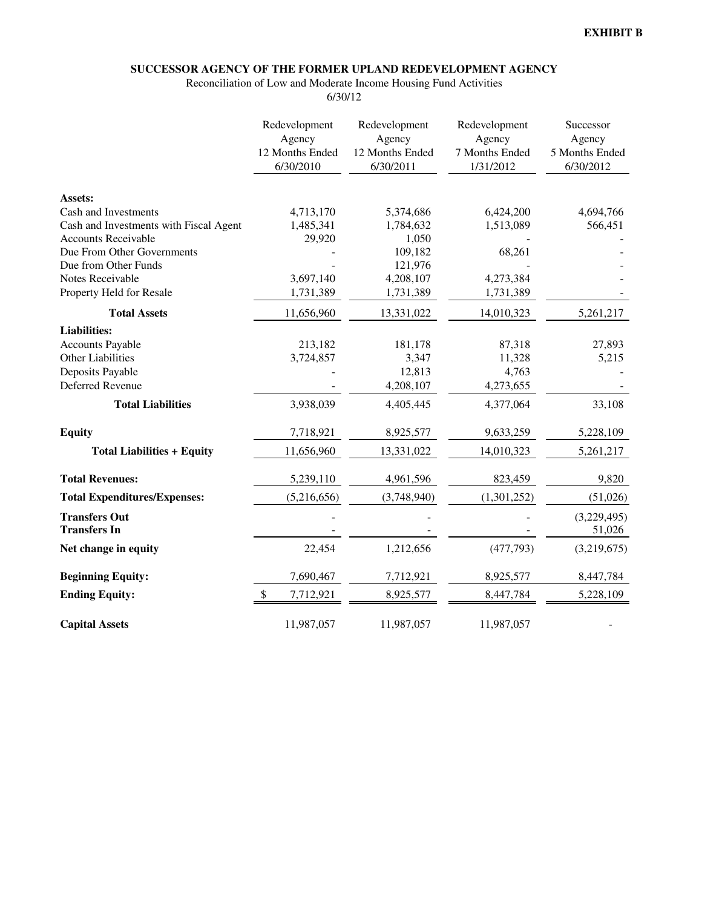**EXHIBIT B**

**SUCCESSOR AGENCY OF THE FORMER UPLAND REDEVELOPMENT AGENCY**

Reconciliation of Low and Moderate Income Housing Fund Activities

6/30/12

| | Redevelopment Agency 12 Months Ended 6/30/2010 | Redevelopment Agency 12 Months Ended 6/30/2011 | Redevelopment Agency 7 Months Ended 1/31/2012 | Successor Agency 5 Months Ended 6/30/2012 |
|---|---|---|---|---|
| **Assets:** | | | | |
| Cash and Investments | 4,713,170 | 5,374,686 | 6,424,200 | 4,694,766 |
| Cash and Investments with Fiscal Agent | 1,485,341 | 1,784,632 | 1,513,089 | 566,451 |
| Accounts Receivable | 29,920 | 1,050 | - | - |
| Due From Other Governments | - | 109,182 | 68,261 | - |
| Due from Other Funds | - | 121,976 | - | - |
| Notes Receivable | 3,697,140 | 4,208,107 | 4,273,384 | - |
| Property Held for Resale | 1,731,389 | 1,731,389 | 1,731,389 | - |
| **Total Assets** | 11,656,960 | 13,331,022 | 14,010,323 | 5,261,217 |
| **Liabilities:** | | | | |
| Accounts Payable | 213,182 | 181,178 | 87,318 | 27,893 |
| Other Liabilities | 3,724,857 | 3,347 | 11,328 | 5,215 |
| Deposits Payable | - | 12,813 | 4,763 | - |
| Deferred Revenue | - | 4,208,107 | 4,273,655 | - |
| **Total Liabilities** | 3,938,039 | 4,405,445 | 4,377,064 | 33,108 |
| **Equity** | 7,718,921 | 8,925,577 | 9,633,259 | 5,228,109 |
| **Total Liabilities + Equity** | 11,656,960 | 13,331,022 | 14,010,323 | 5,261,217 |
| **Total Revenues:** | 5,239,110 | 4,961,596 | 823,459 | 9,820 |
| **Total Expenditures/Expenses:** | (5,216,656) | (3,748,940) | (1,301,252) | (51,026) |
| **Transfers Out** | - | - | - | (3,229,495) |
| **Transfers In** | - | - | - | 51,026 |
| **Net change in equity** | 22,454 | 1,212,656 | (477,793) | (3,219,675) |
| **Beginning Equity:** | 7,690,467 | 7,712,921 | 8,925,577 | 8,447,784 |
| **Ending Equity:** | $ 7,712,921 | 8,925,577 | 8,447,784 | 5,228,109 |
| **Capital Assets** | 11,987,057 | 11,987,057 | 11,987,057 | - |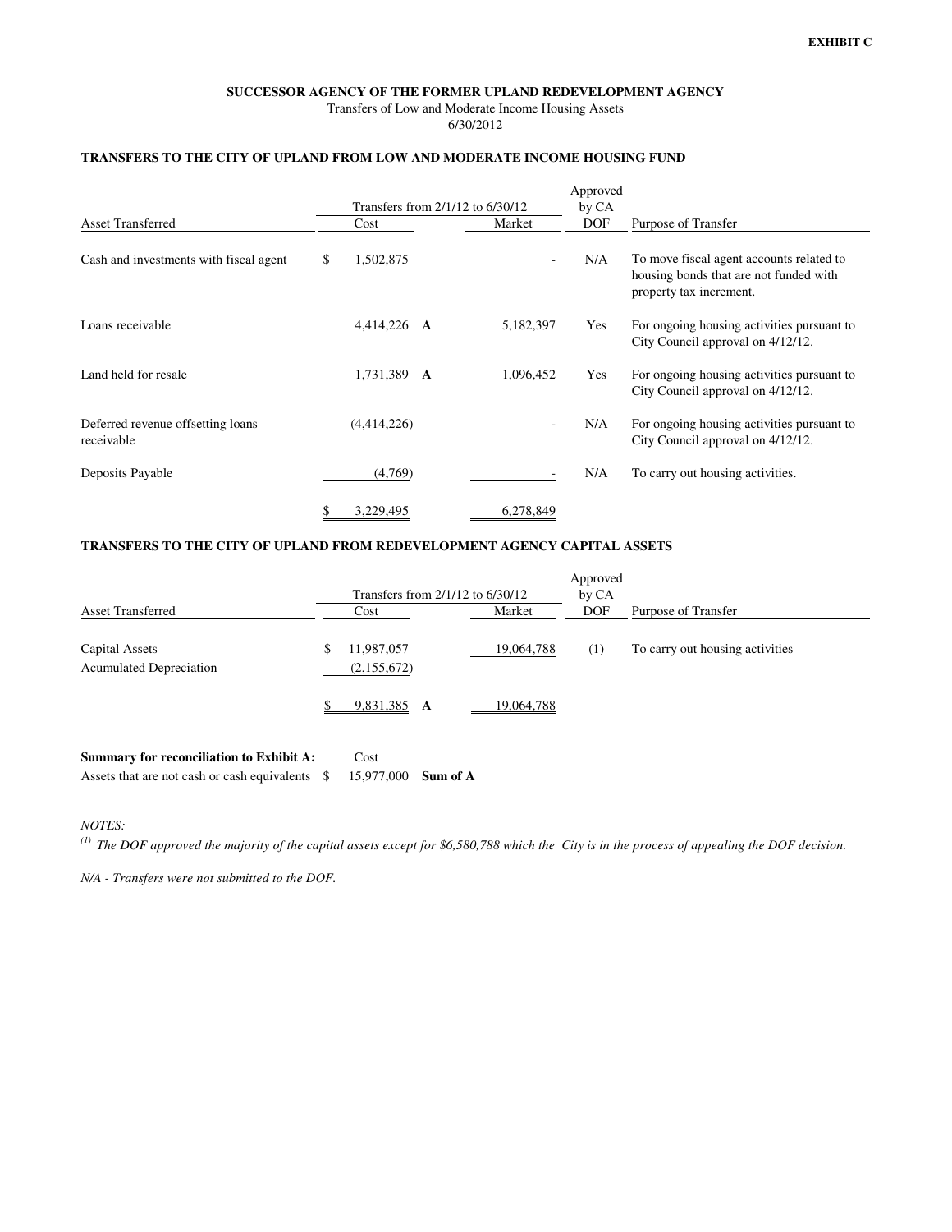**EXHIBIT C**

**SUCCESSOR AGENCY OF THE FORMER UPLAND REDEVELOPMENT AGENCY**

Transfers of Low and Moderate Income Housing Assets

6/30/2012

**TRANSFERS TO THE CITY OF UPLAND FROM LOW AND MODERATE INCOME HOUSING FUND**

| Asset Transferred | Transfers from 2/1/12 to 6/30/12 Cost | | Transfers from 2/1/12 to 6/30/12 Market | Approved by CA DOF | Purpose of Transfer |
|---|---|---|---|---|---|
| Cash and investments with fiscal agent | $ 1,502,875 | | - | N/A | To move fiscal agent accounts related to housing bonds that are not funded with property tax increment. |
| Loans receivable | 4,414,226 | **A** | 5,182,397 | Yes | For ongoing housing activities pursuant to City Council approval on 4/12/12. |
| Land held for resale | 1,731,389 | **A** | 1,096,452 | Yes | For ongoing housing activities pursuant to City Council approval on 4/12/12. |
| Deferred revenue offsetting loans receivable | (4,414,226) | | - | N/A | For ongoing housing activities pursuant to City Council approval on 4/12/12. |
| Deposits Payable | (4,769) | | - | N/A | To carry out housing activities. |
| | $ 3,229,495 | | 6,278,849 | | |

**TRANSFERS TO THE CITY OF UPLAND FROM REDEVELOPMENT AGENCY CAPITAL ASSETS**

| Asset Transferred | Transfers from 2/1/12 to 6/30/12 Cost | | Transfers from 2/1/12 to 6/30/12 Market | Approved by CA DOF | Purpose of Transfer |
|---|---|---|---|---|---|
| Capital Assets | $ 11,987,057 | | 19,064,788 | (1) | To carry out housing activities |
| Acumulated Depreciation | (2,155,672) | | | | |
| | $ 9,831,385 | **A** | 19,064,788 | | |

| **Summary for reconciliation to Exhibit A:** | Cost | |
|---|---|---|
| Assets that are not cash or cash equivalents | $ 15,977,000 | **Sum of A** |

*NOTES:*

*(1) The DOF approved the majority of the capital assets except for $6,580,788 which the City is in the process of appealing the DOF decision.*

*N/A - Transfers were not submitted to the DOF.*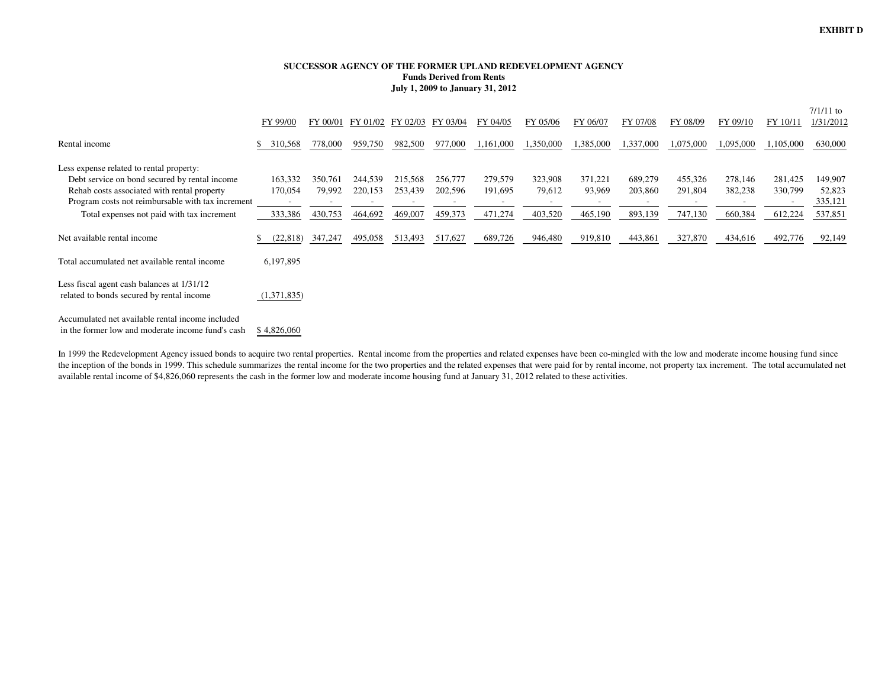**EXHBIT D**

**SUCCESSOR AGENCY OF THE FORMER UPLAND REDEVELOPMENT AGENCY**
**Funds Derived from Rents**
**July 1, 2009 to January 31, 2012**

| | FY 99/00 | FY 00/01 | FY 01/02 | FY 02/03 | FY 03/04 | FY 04/05 | FY 05/06 | FY 06/07 | FY 07/08 | FY 08/09 | FY 09/10 | FY 10/11 | 7/1/11 to 1/31/2012 |
|---|---|---|---|---|---|---|---|---|---|---|---|---|---|
| Rental income | $ 310,568 | 778,000 | 959,750 | 982,500 | 977,000 | 1,161,000 | 1,350,000 | 1,385,000 | 1,337,000 | 1,075,000 | 1,095,000 | 1,105,000 | 630,000 |
| Less expense related to rental property: | | | | | | | | | | | | | |
| Debt service on bond secured by rental income | 163,332 | 350,761 | 244,539 | 215,568 | 256,777 | 279,579 | 323,908 | 371,221 | 689,279 | 455,326 | 278,146 | 281,425 | 149,907 |
| Rehab costs associated with rental property | 170,054 | 79,992 | 220,153 | 253,439 | 202,596 | 191,695 | 79,612 | 93,969 | 203,860 | 291,804 | 382,238 | 330,799 | 52,823 |
| Program costs not reimbursable with tax increment | - | - | - | - | - | - | - | - | - | - | - | - | 335,121 |
| Total expenses not paid with tax increment | 333,386 | 430,753 | 464,692 | 469,007 | 459,373 | 471,274 | 403,520 | 465,190 | 893,139 | 747,130 | 660,384 | 612,224 | 537,851 |
| Net available rental income | $ (22,818) | 347,247 | 495,058 | 513,493 | 517,627 | 689,726 | 946,480 | 919,810 | 443,861 | 327,870 | 434,616 | 492,776 | 92,149 |
| Total accumulated net available rental income | 6,197,895 | | | | | | | | | | | | |
| Less fiscal agent cash balances at 1/31/12 related to bonds secured by rental income | (1,371,835) | | | | | | | | | | | | |
| Accumulated net available rental income included in the former low and moderate income fund's cash | $ 4,826,060 | | | | | | | | | | | | |

In 1999 the Redevelopment Agency issued bonds to acquire two rental properties. Rental income from the properties and related expenses have been co-mingled with the low and moderate income housing fund since the inception of the bonds in 1999. This schedule summarizes the rental income for the two properties and the related expenses that were paid for by rental income, not property tax increment. The total accumulated net available rental income of $4,826,060 represents the cash in the former low and moderate income housing fund at January 31, 2012 related to these activities.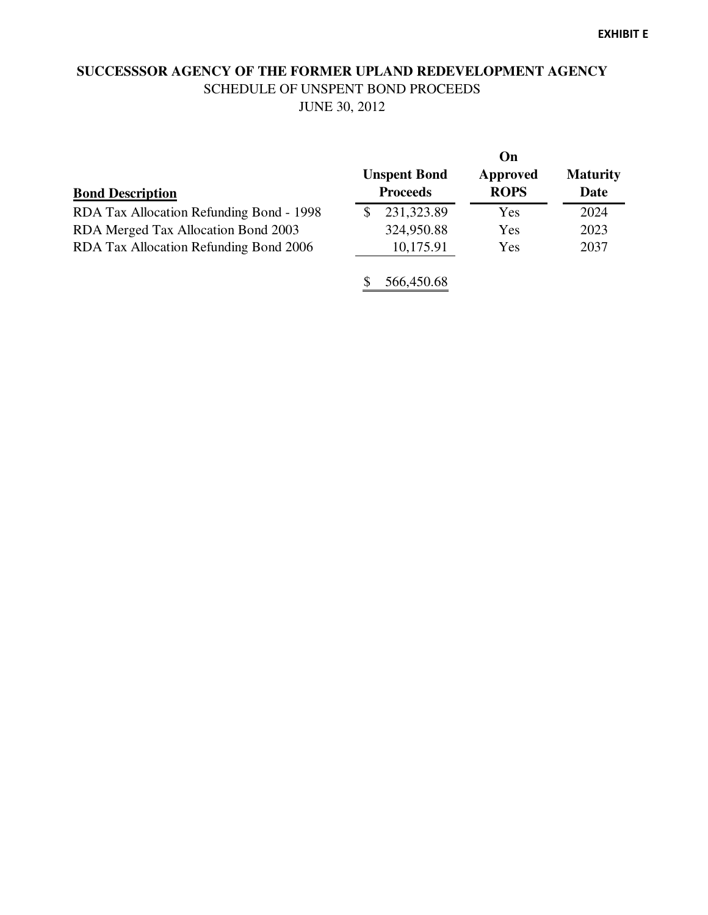EXHIBIT E

**SUCCESSSOR AGENCY OF THE FORMER UPLAND REDEVELOPMENT AGENCY**

SCHEDULE OF UNSPENT BOND PROCEEDS

JUNE 30, 2012

| Bond Description | Unspent Bond Proceeds | On Approved ROPS | Maturity Date |
|---|---|---|---|
| RDA Tax Allocation Refunding Bond - 1998 | $ 231,323.89 | Yes | 2024 |
| RDA Merged Tax Allocation Bond 2003 | 324,950.88 | Yes | 2023 |
| RDA Tax Allocation Refunding Bond 2006 | 10,175.91 | Yes | 2037 |
| | $ 566,450.68 | | |